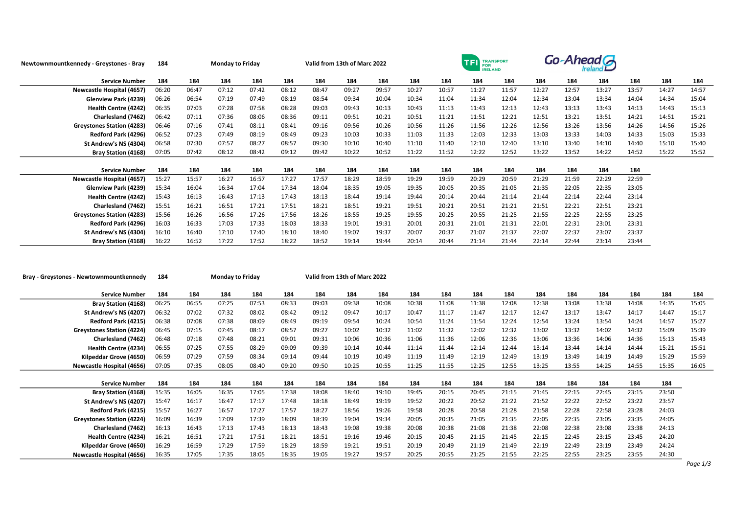**Newtownmountkennedy - Greystones - Bray** 184 **Monday to Friday** **Valid from 13th of Marc 2022**

TFI TRANSPORT FOR IRELAND | Go-Ahead Ireland

| Service Number | 184 | 184 | 184 | 184 | 184 | 184 | 184 | 184 | 184 | 184 | 184 | 184 | 184 | 184 | 184 | 184 | 184 | 184 |
|---|---|---|---|---|---|---|---|---|---|---|---|---|---|---|---|---|---|---|
| Newcastle Hospital (4657) | 06:20 | 06:47 | 07:12 | 07:42 | 08:12 | 08:47 | 09:27 | 09:57 | 10:27 | 10:57 | 11:27 | 11:57 | 12:27 | 12:57 | 13:27 | 13:57 | 14:27 | 14:57 |
| Glenview Park (4239) | 06:26 | 06:54 | 07:19 | 07:49 | 08:19 | 08:54 | 09:34 | 10:04 | 10:34 | 11:04 | 11:34 | 12:04 | 12:34 | 13:04 | 13:34 | 14:04 | 14:34 | 15:04 |
| Health Centre (4242) | 06:35 | 07:03 | 07:28 | 07:58 | 08:28 | 09:03 | 09:43 | 10:13 | 10:43 | 11:13 | 11:43 | 12:13 | 12:43 | 13:13 | 13:43 | 14:13 | 14:43 | 15:13 |
| Charlesland (7462) | 06:42 | 07:11 | 07:36 | 08:06 | 08:36 | 09:11 | 09:51 | 10:21 | 10:51 | 11:21 | 11:51 | 12:21 | 12:51 | 13:21 | 13:51 | 14:21 | 14:51 | 15:21 |
| Greystones Station (4283) | 06:46 | 07:16 | 07:41 | 08:11 | 08:41 | 09:16 | 09:56 | 10:26 | 10:56 | 11:26 | 11:56 | 12:26 | 12:56 | 13:26 | 13:56 | 14:26 | 14:56 | 15:26 |
| Redford Park (4296) | 06:52 | 07:23 | 07:49 | 08:19 | 08:49 | 09:23 | 10:03 | 10:33 | 11:03 | 11:33 | 12:03 | 12:33 | 13:03 | 13:33 | 14:03 | 14:33 | 15:03 | 15:33 |
| St Andrew's NS (4304) | 06:58 | 07:30 | 07:57 | 08:27 | 08:57 | 09:30 | 10:10 | 10:40 | 11:10 | 11:40 | 12:10 | 12:40 | 13:10 | 13:40 | 14:10 | 14:40 | 15:10 | 15:40 |
| Bray Station (4168) | 07:05 | 07:42 | 08:12 | 08:42 | 09:12 | 09:42 | 10:22 | 10:52 | 11:22 | 11:52 | 12:22 | 12:52 | 13:22 | 13:52 | 14:22 | 14:52 | 15:22 | 15:52 |

| Service Number | 184 | 184 | 184 | 184 | 184 | 184 | 184 | 184 | 184 | 184 | 184 | 184 | 184 | 184 | 184 | 184 |
|---|---|---|---|---|---|---|---|---|---|---|---|---|---|---|---|---|
| Newcastle Hospital (4657) | 15:27 | 15:57 | 16:27 | 16:57 | 17:27 | 17:57 | 18:29 | 18:59 | 19:29 | 19:59 | 20:29 | 20:59 | 21:29 | 21:59 | 22:29 | 22:59 |
| Glenview Park (4239) | 15:34 | 16:04 | 16:34 | 17:04 | 17:34 | 18:04 | 18:35 | 19:05 | 19:35 | 20:05 | 20:35 | 21:05 | 21:35 | 22:05 | 22:35 | 23:05 |
| Health Centre (4242) | 15:43 | 16:13 | 16:43 | 17:13 | 17:43 | 18:13 | 18:44 | 19:14 | 19:44 | 20:14 | 20:44 | 21:14 | 21:44 | 22:14 | 22:44 | 23:14 |
| Charlesland (7462) | 15:51 | 16:21 | 16:51 | 17:21 | 17:51 | 18:21 | 18:51 | 19:21 | 19:51 | 20:21 | 20:51 | 21:21 | 21:51 | 22:21 | 22:51 | 23:21 |
| Greystones Station (4283) | 15:56 | 16:26 | 16:56 | 17:26 | 17:56 | 18:26 | 18:55 | 19:25 | 19:55 | 20:25 | 20:55 | 21:25 | 21:55 | 22:25 | 22:55 | 23:25 |
| Redford Park (4296) | 16:03 | 16:33 | 17:03 | 17:33 | 18:03 | 18:33 | 19:01 | 19:31 | 20:01 | 20:31 | 21:01 | 21:31 | 22:01 | 22:31 | 23:01 | 23:31 |
| St Andrew's NS (4304) | 16:10 | 16:40 | 17:10 | 17:40 | 18:10 | 18:40 | 19:07 | 19:37 | 20:07 | 20:37 | 21:07 | 21:37 | 22:07 | 22:37 | 23:07 | 23:37 |
| Bray Station (4168) | 16:22 | 16:52 | 17:22 | 17:52 | 18:22 | 18:52 | 19:14 | 19:44 | 20:14 | 20:44 | 21:14 | 21:44 | 22:14 | 22:44 | 23:14 | 23:44 |

**Bray - Greystones - Newtownmountkennedy** 184 **Monday to Friday** **Valid from 13th of Marc 2022**

| Service Number | 184 | 184 | 184 | 184 | 184 | 184 | 184 | 184 | 184 | 184 | 184 | 184 | 184 | 184 | 184 | 184 | 184 | 184 |
|---|---|---|---|---|---|---|---|---|---|---|---|---|---|---|---|---|---|---|
| Bray Station (4168) | 06:25 | 06:55 | 07:25 | 07:53 | 08:33 | 09:03 | 09:38 | 10:08 | 10:38 | 11:08 | 11:38 | 12:08 | 12:38 | 13:08 | 13:38 | 14:08 | 14:35 | 15:05 |
| St Andrew's NS (4207) | 06:32 | 07:02 | 07:32 | 08:02 | 08:42 | 09:12 | 09:47 | 10:17 | 10:47 | 11:17 | 11:47 | 12:17 | 12:47 | 13:17 | 13:47 | 14:17 | 14:47 | 15:17 |
| Redford Park (4215) | 06:38 | 07:08 | 07:38 | 08:09 | 08:49 | 09:19 | 09:54 | 10:24 | 10:54 | 11:24 | 11:54 | 12:24 | 12:54 | 13:24 | 13:54 | 14:24 | 14:57 | 15:27 |
| Greystones Station (4224) | 06:45 | 07:15 | 07:45 | 08:17 | 08:57 | 09:27 | 10:02 | 10:32 | 11:02 | 11:32 | 12:02 | 12:32 | 13:02 | 13:32 | 14:02 | 14:32 | 15:09 | 15:39 |
| Charlesland (7462) | 06:48 | 07:18 | 07:48 | 08:21 | 09:01 | 09:31 | 10:06 | 10:36 | 11:06 | 11:36 | 12:06 | 12:36 | 13:06 | 13:36 | 14:06 | 14:36 | 15:13 | 15:43 |
| Health Centre (4234) | 06:55 | 07:25 | 07:55 | 08:29 | 09:09 | 09:39 | 10:14 | 10:44 | 11:14 | 11:44 | 12:14 | 12:44 | 13:14 | 13:44 | 14:14 | 14:44 | 15:21 | 15:51 |
| Kilpeddar Grove (4650) | 06:59 | 07:29 | 07:59 | 08:34 | 09:14 | 09:44 | 10:19 | 10:49 | 11:19 | 11:49 | 12:19 | 12:49 | 13:19 | 13:49 | 14:19 | 14:49 | 15:29 | 15:59 |
| Newcastle Hospital (4656) | 07:05 | 07:35 | 08:05 | 08:40 | 09:20 | 09:50 | 10:25 | 10:55 | 11:25 | 11:55 | 12:25 | 12:55 | 13:25 | 13:55 | 14:25 | 14:55 | 15:35 | 16:05 |

| Service Number | 184 | 184 | 184 | 184 | 184 | 184 | 184 | 184 | 184 | 184 | 184 | 184 | 184 | 184 | 184 | 184 | 184 |
|---|---|---|---|---|---|---|---|---|---|---|---|---|---|---|---|---|---|
| Bray Station (4168) | 15:35 | 16:05 | 16:35 | 17:05 | 17:38 | 18:08 | 18:40 | 19:10 | 19:45 | 20:15 | 20:45 | 21:15 | 21:45 | 22:15 | 22:45 | 23:15 | 23:50 |
| St Andrew's NS (4207) | 15:47 | 16:17 | 16:47 | 17:17 | 17:48 | 18:18 | 18:49 | 19:19 | 19:52 | 20:22 | 20:52 | 21:22 | 21:52 | 22:22 | 22:52 | 23:22 | 23:57 |
| Redford Park (4215) | 15:57 | 16:27 | 16:57 | 17:27 | 17:57 | 18:27 | 18:56 | 19:26 | 19:58 | 20:28 | 20:58 | 21:28 | 21:58 | 22:28 | 22:58 | 23:28 | 24:03 |
| Greystones Station (4224) | 16:09 | 16:39 | 17:09 | 17:39 | 18:09 | 18:39 | 19:04 | 19:34 | 20:05 | 20:35 | 21:05 | 21:35 | 22:05 | 22:35 | 23:05 | 23:35 | 24:05 |
| Charlesland (7462) | 16:13 | 16:43 | 17:13 | 17:43 | 18:13 | 18:43 | 19:08 | 19:38 | 20:08 | 20:38 | 21:08 | 21:38 | 22:08 | 22:38 | 23:08 | 23:38 | 24:13 |
| Health Centre (4234) | 16:21 | 16:51 | 17:21 | 17:51 | 18:21 | 18:51 | 19:16 | 19:46 | 20:15 | 20:45 | 21:15 | 21:45 | 22:15 | 22:45 | 23:15 | 23:45 | 24:20 |
| Kilpeddar Grove (4650) | 16:29 | 16:59 | 17:29 | 17:59 | 18:29 | 18:59 | 19:21 | 19:51 | 20:19 | 20:49 | 21:19 | 21:49 | 22:19 | 22:49 | 23:19 | 23:49 | 24:24 |
| Newcastle Hospital (4656) | 16:35 | 17:05 | 17:35 | 18:05 | 18:35 | 19:05 | 19:27 | 19:57 | 20:25 | 20:55 | 21:25 | 21:55 | 22:25 | 22:55 | 23:25 | 23:55 | 24:30 |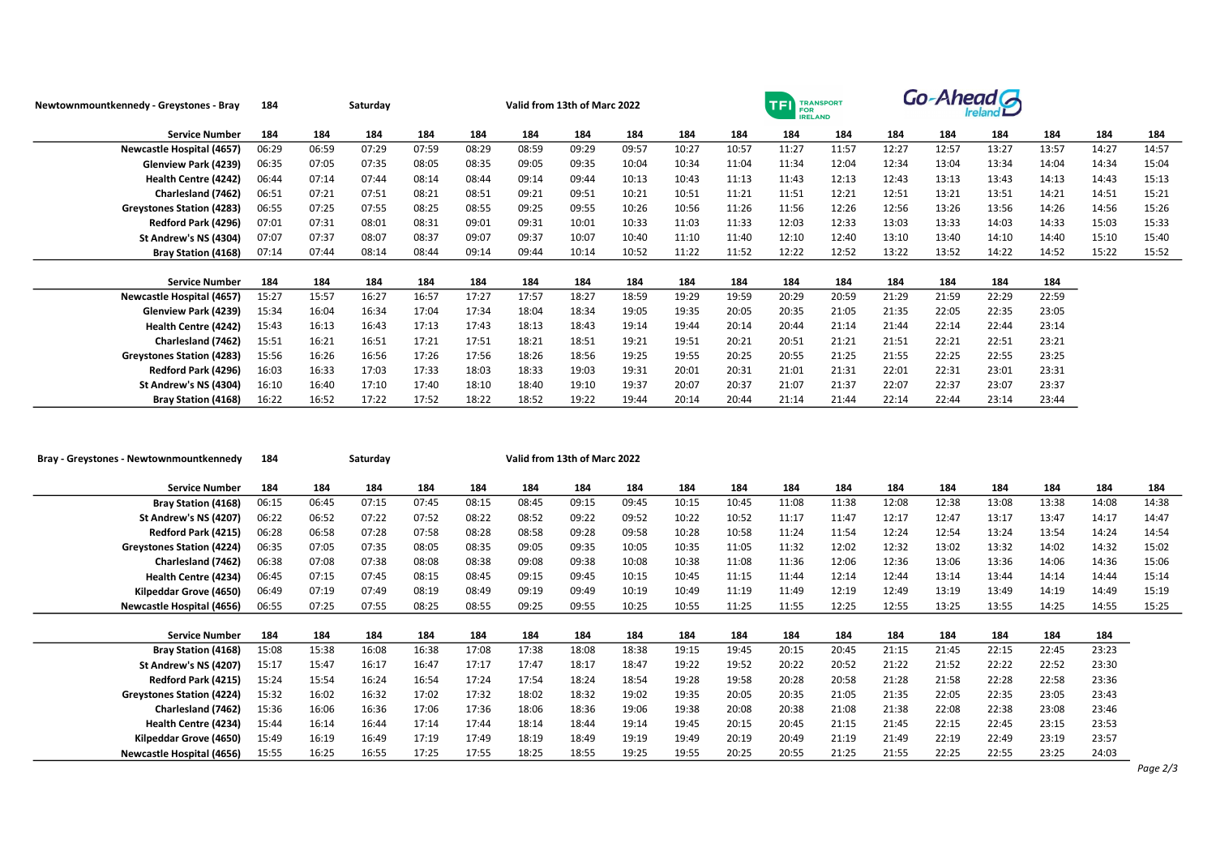## Newtownmountkennedy - Greystones - Bray 184 Saturday

Valid from 13th of Marc 2022

TFI Transport for Ireland — Go-Ahead Ireland

| Service Number | 184 | 184 | 184 | 184 | 184 | 184 | 184 | 184 | 184 | 184 | 184 | 184 | 184 | 184 | 184 | 184 | 184 | 184 |
|---|---|---|---|---|---|---|---|---|---|---|---|---|---|---|---|---|---|---|
| Newcastle Hospital (4657) | 06:29 | 06:59 | 07:29 | 07:59 | 08:29 | 08:59 | 09:29 | 09:57 | 10:27 | 10:57 | 11:27 | 11:57 | 12:27 | 12:57 | 13:27 | 13:57 | 14:27 | 14:57 |
| Glenview Park (4239) | 06:35 | 07:05 | 07:35 | 08:05 | 08:35 | 09:05 | 09:35 | 10:04 | 10:34 | 11:04 | 11:34 | 12:04 | 12:34 | 13:04 | 13:34 | 14:04 | 14:34 | 15:04 |
| Health Centre (4242) | 06:44 | 07:14 | 07:44 | 08:14 | 08:44 | 09:14 | 09:44 | 10:13 | 10:43 | 11:13 | 11:43 | 12:13 | 12:43 | 13:13 | 13:43 | 14:13 | 14:43 | 15:13 |
| Charlesland (7462) | 06:51 | 07:21 | 07:51 | 08:21 | 08:51 | 09:21 | 09:51 | 10:21 | 10:51 | 11:21 | 11:51 | 12:21 | 12:51 | 13:21 | 13:51 | 14:21 | 14:51 | 15:21 |
| Greystones Station (4283) | 06:55 | 07:25 | 07:55 | 08:25 | 08:55 | 09:25 | 09:55 | 10:26 | 10:56 | 11:26 | 11:56 | 12:26 | 12:56 | 13:26 | 13:56 | 14:26 | 14:56 | 15:26 |
| Redford Park (4296) | 07:01 | 07:31 | 08:01 | 08:31 | 09:01 | 09:31 | 10:01 | 10:33 | 11:03 | 11:33 | 12:03 | 12:33 | 13:03 | 13:33 | 14:03 | 14:33 | 15:03 | 15:33 |
| St Andrew's NS (4304) | 07:07 | 07:37 | 08:07 | 08:37 | 09:07 | 09:37 | 10:07 | 10:40 | 11:10 | 11:40 | 12:10 | 12:40 | 13:10 | 13:40 | 14:10 | 14:40 | 15:10 | 15:40 |
| Bray Station (4168) | 07:14 | 07:44 | 08:14 | 08:44 | 09:14 | 09:44 | 10:14 | 10:52 | 11:22 | 11:52 | 12:22 | 12:52 | 13:22 | 13:52 | 14:22 | 14:52 | 15:22 | 15:52 |

| Service Number | 184 | 184 | 184 | 184 | 184 | 184 | 184 | 184 | 184 | 184 | 184 | 184 | 184 | 184 | 184 | 184 |
|---|---|---|---|---|---|---|---|---|---|---|---|---|---|---|---|---|
| Newcastle Hospital (4657) | 15:27 | 15:57 | 16:27 | 16:57 | 17:27 | 17:57 | 18:27 | 18:59 | 19:29 | 19:59 | 20:29 | 20:59 | 21:29 | 21:59 | 22:29 | 22:59 |
| Glenview Park (4239) | 15:34 | 16:04 | 16:34 | 17:04 | 17:34 | 18:04 | 18:34 | 19:05 | 19:35 | 20:05 | 20:35 | 21:05 | 21:35 | 22:05 | 22:35 | 23:05 |
| Health Centre (4242) | 15:43 | 16:13 | 16:43 | 17:13 | 17:43 | 18:13 | 18:43 | 19:14 | 19:44 | 20:14 | 20:44 | 21:14 | 21:44 | 22:14 | 22:44 | 23:14 |
| Charlesland (7462) | 15:51 | 16:21 | 16:51 | 17:21 | 17:51 | 18:21 | 18:51 | 19:21 | 19:51 | 20:21 | 20:51 | 21:21 | 21:51 | 22:21 | 22:51 | 23:21 |
| Greystones Station (4283) | 15:56 | 16:26 | 16:56 | 17:26 | 17:56 | 18:26 | 18:56 | 19:25 | 19:55 | 20:25 | 20:55 | 21:25 | 21:55 | 22:25 | 22:55 | 23:25 |
| Redford Park (4296) | 16:03 | 16:33 | 17:03 | 17:33 | 18:03 | 18:33 | 19:03 | 19:31 | 20:01 | 20:31 | 21:01 | 21:31 | 22:01 | 22:31 | 23:01 | 23:31 |
| St Andrew's NS (4304) | 16:10 | 16:40 | 17:10 | 17:40 | 18:10 | 18:40 | 19:10 | 19:37 | 20:07 | 20:37 | 21:07 | 21:37 | 22:07 | 22:37 | 23:07 | 23:37 |
| Bray Station (4168) | 16:22 | 16:52 | 17:22 | 17:52 | 18:22 | 18:52 | 19:22 | 19:44 | 20:14 | 20:44 | 21:14 | 21:44 | 22:14 | 22:44 | 23:14 | 23:44 |

## Bray - Greystones - Newtownmountkennedy 184 Saturday

Valid from 13th of Marc 2022

| Service Number | 184 | 184 | 184 | 184 | 184 | 184 | 184 | 184 | 184 | 184 | 184 | 184 | 184 | 184 | 184 | 184 | 184 | 184 |
|---|---|---|---|---|---|---|---|---|---|---|---|---|---|---|---|---|---|---|
| Bray Station (4168) | 06:15 | 06:45 | 07:15 | 07:45 | 08:15 | 08:45 | 09:15 | 09:45 | 10:15 | 10:45 | 11:08 | 11:38 | 12:08 | 12:38 | 13:08 | 13:38 | 14:08 | 14:38 |
| St Andrew's NS (4207) | 06:22 | 06:52 | 07:22 | 07:52 | 08:22 | 08:52 | 09:22 | 09:52 | 10:22 | 10:52 | 11:17 | 11:47 | 12:17 | 12:47 | 13:17 | 13:47 | 14:17 | 14:47 |
| Redford Park (4215) | 06:28 | 06:58 | 07:28 | 07:58 | 08:28 | 08:58 | 09:28 | 09:58 | 10:28 | 10:58 | 11:24 | 11:54 | 12:24 | 12:54 | 13:24 | 13:54 | 14:24 | 14:54 |
| Greystones Station (4224) | 06:35 | 07:05 | 07:35 | 08:05 | 08:35 | 09:05 | 09:35 | 10:05 | 10:35 | 11:05 | 11:32 | 12:02 | 12:32 | 13:02 | 13:32 | 14:02 | 14:32 | 15:02 |
| Charlesland (7462) | 06:38 | 07:08 | 07:38 | 08:08 | 08:38 | 09:08 | 09:38 | 10:08 | 10:38 | 11:08 | 11:36 | 12:06 | 12:36 | 13:06 | 13:36 | 14:06 | 14:36 | 15:06 |
| Health Centre (4234) | 06:45 | 07:15 | 07:45 | 08:15 | 08:45 | 09:15 | 09:45 | 10:15 | 10:45 | 11:15 | 11:44 | 12:14 | 12:44 | 13:14 | 13:44 | 14:14 | 14:44 | 15:14 |
| Kilpeddar Grove (4650) | 06:49 | 07:19 | 07:49 | 08:19 | 08:49 | 09:19 | 09:49 | 10:19 | 10:49 | 11:19 | 11:49 | 12:19 | 12:49 | 13:19 | 13:49 | 14:19 | 14:49 | 15:19 |
| Newcastle Hospital (4656) | 06:55 | 07:25 | 07:55 | 08:25 | 08:55 | 09:25 | 09:55 | 10:25 | 10:55 | 11:25 | 11:55 | 12:25 | 12:55 | 13:25 | 13:55 | 14:25 | 14:55 | 15:25 |

| Service Number | 184 | 184 | 184 | 184 | 184 | 184 | 184 | 184 | 184 | 184 | 184 | 184 | 184 | 184 | 184 | 184 | 184 |
|---|---|---|---|---|---|---|---|---|---|---|---|---|---|---|---|---|---|
| Bray Station (4168) | 15:08 | 15:38 | 16:08 | 16:38 | 17:08 | 17:38 | 18:08 | 18:38 | 19:15 | 19:45 | 20:15 | 20:45 | 21:15 | 21:45 | 22:15 | 22:45 | 23:23 |
| St Andrew's NS (4207) | 15:17 | 15:47 | 16:17 | 16:47 | 17:17 | 17:47 | 18:17 | 18:47 | 19:22 | 19:52 | 20:22 | 20:52 | 21:22 | 21:52 | 22:22 | 22:52 | 23:30 |
| Redford Park (4215) | 15:24 | 15:54 | 16:24 | 16:54 | 17:24 | 17:54 | 18:24 | 18:54 | 19:28 | 19:58 | 20:28 | 20:58 | 21:28 | 21:58 | 22:28 | 22:58 | 23:36 |
| Greystones Station (4224) | 15:32 | 16:02 | 16:32 | 17:02 | 17:32 | 18:02 | 18:32 | 19:02 | 19:35 | 20:05 | 20:35 | 21:05 | 21:35 | 22:05 | 22:35 | 23:05 | 23:43 |
| Charlesland (7462) | 15:36 | 16:06 | 16:36 | 17:06 | 17:36 | 18:06 | 18:36 | 19:06 | 19:38 | 20:08 | 20:38 | 21:08 | 21:38 | 22:08 | 22:38 | 23:08 | 23:46 |
| Health Centre (4234) | 15:44 | 16:14 | 16:44 | 17:14 | 17:44 | 18:14 | 18:44 | 19:14 | 19:45 | 20:15 | 20:45 | 21:15 | 21:45 | 22:15 | 22:45 | 23:15 | 23:53 |
| Kilpeddar Grove (4650) | 15:49 | 16:19 | 16:49 | 17:19 | 17:49 | 18:19 | 18:49 | 19:19 | 19:49 | 20:19 | 20:49 | 21:19 | 21:49 | 22:19 | 22:49 | 23:19 | 23:57 |
| Newcastle Hospital (4656) | 15:55 | 16:25 | 16:55 | 17:25 | 17:55 | 18:25 | 18:55 | 19:25 | 19:55 | 20:25 | 20:55 | 21:25 | 21:55 | 22:25 | 22:55 | 23:25 | 24:03 |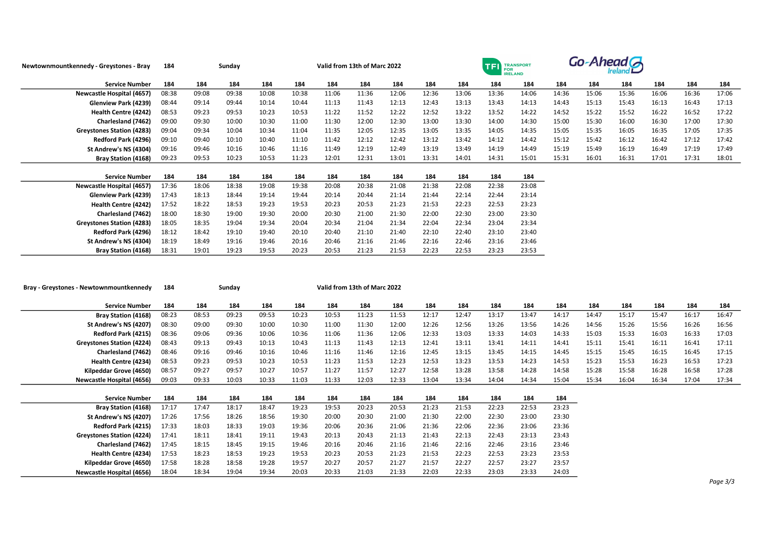**Newtownmountkennedy - Greystones - Bray** 184 Sunday Valid from 13th of Marc 2022

TFI Transport for Ireland — Go-Ahead Ireland

| Service Number | 184 | 184 | 184 | 184 | 184 | 184 | 184 | 184 | 184 | 184 | 184 | 184 | 184 | 184 | 184 | 184 | 184 | 184 |
|---|---|---|---|---|---|---|---|---|---|---|---|---|---|---|---|---|---|---|
| Newcastle Hospital (4657) | 08:38 | 09:08 | 09:38 | 10:08 | 10:38 | 11:06 | 11:36 | 12:06 | 12:36 | 13:06 | 13:36 | 14:06 | 14:36 | 15:06 | 15:36 | 16:06 | 16:36 | 17:06 |
| Glenview Park (4239) | 08:44 | 09:14 | 09:44 | 10:14 | 10:44 | 11:13 | 11:43 | 12:13 | 12:43 | 13:13 | 13:43 | 14:13 | 14:43 | 15:13 | 15:43 | 16:13 | 16:43 | 17:13 |
| Health Centre (4242) | 08:53 | 09:23 | 09:53 | 10:23 | 10:53 | 11:22 | 11:52 | 12:22 | 12:52 | 13:22 | 13:52 | 14:22 | 14:52 | 15:22 | 15:52 | 16:22 | 16:52 | 17:22 |
| Charlesland (7462) | 09:00 | 09:30 | 10:00 | 10:30 | 11:00 | 11:30 | 12:00 | 12:30 | 13:00 | 13:30 | 14:00 | 14:30 | 15:00 | 15:30 | 16:00 | 16:30 | 17:00 | 17:30 |
| Greystones Station (4283) | 09:04 | 09:34 | 10:04 | 10:34 | 11:04 | 11:35 | 12:05 | 12:35 | 13:05 | 13:35 | 14:05 | 14:35 | 15:05 | 15:35 | 16:05 | 16:35 | 17:05 | 17:35 |
| Redford Park (4296) | 09:10 | 09:40 | 10:10 | 10:40 | 11:10 | 11:42 | 12:12 | 12:42 | 13:12 | 13:42 | 14:12 | 14:42 | 15:12 | 15:42 | 16:12 | 16:42 | 17:12 | 17:42 |
| St Andrew's NS (4304) | 09:16 | 09:46 | 10:16 | 10:46 | 11:16 | 11:49 | 12:19 | 12:49 | 13:19 | 13:49 | 14:19 | 14:49 | 15:19 | 15:49 | 16:19 | 16:49 | 17:19 | 17:49 |
| Bray Station (4168) | 09:23 | 09:53 | 10:23 | 10:53 | 11:23 | 12:01 | 12:31 | 13:01 | 13:31 | 14:01 | 14:31 | 15:01 | 15:31 | 16:01 | 16:31 | 17:01 | 17:31 | 18:01 |

| Service Number | 184 | 184 | 184 | 184 | 184 | 184 | 184 | 184 | 184 | 184 | 184 | 184 |
|---|---|---|---|---|---|---|---|---|---|---|---|---|
| Newcastle Hospital (4657) | 17:36 | 18:06 | 18:38 | 19:08 | 19:38 | 20:08 | 20:38 | 21:08 | 21:38 | 22:08 | 22:38 | 23:08 |
| Glenview Park (4239) | 17:43 | 18:13 | 18:44 | 19:14 | 19:44 | 20:14 | 20:44 | 21:14 | 21:44 | 22:14 | 22:44 | 23:14 |
| Health Centre (4242) | 17:52 | 18:22 | 18:53 | 19:23 | 19:53 | 20:23 | 20:53 | 21:23 | 21:53 | 22:23 | 22:53 | 23:23 |
| Charlesland (7462) | 18:00 | 18:30 | 19:00 | 19:30 | 20:00 | 20:30 | 21:00 | 21:30 | 22:00 | 22:30 | 23:00 | 23:30 |
| Greystones Station (4283) | 18:05 | 18:35 | 19:04 | 19:34 | 20:04 | 20:34 | 21:04 | 21:34 | 22:04 | 22:34 | 23:04 | 23:34 |
| Redford Park (4296) | 18:12 | 18:42 | 19:10 | 19:40 | 20:10 | 20:40 | 21:10 | 21:40 | 22:10 | 22:40 | 23:10 | 23:40 |
| St Andrew's NS (4304) | 18:19 | 18:49 | 19:16 | 19:46 | 20:16 | 20:46 | 21:16 | 21:46 | 22:16 | 22:46 | 23:16 | 23:46 |
| Bray Station (4168) | 18:31 | 19:01 | 19:23 | 19:53 | 20:23 | 20:53 | 21:23 | 21:53 | 22:23 | 22:53 | 23:23 | 23:53 |

**Bray - Greystones - Newtownmountkennedy** 184 Sunday Valid from 13th of Marc 2022

| Service Number | 184 | 184 | 184 | 184 | 184 | 184 | 184 | 184 | 184 | 184 | 184 | 184 | 184 | 184 | 184 | 184 | 184 | 184 |
|---|---|---|---|---|---|---|---|---|---|---|---|---|---|---|---|---|---|---|
| Bray Station (4168) | 08:23 | 08:53 | 09:23 | 09:53 | 10:23 | 10:53 | 11:23 | 11:53 | 12:17 | 12:47 | 13:17 | 13:47 | 14:17 | 14:47 | 15:17 | 15:47 | 16:17 | 16:47 |
| St Andrew's NS (4207) | 08:30 | 09:00 | 09:30 | 10:00 | 10:30 | 11:00 | 11:30 | 12:00 | 12:26 | 12:56 | 13:26 | 13:56 | 14:26 | 14:56 | 15:26 | 15:56 | 16:26 | 16:56 |
| Redford Park (4215) | 08:36 | 09:06 | 09:36 | 10:06 | 10:36 | 11:06 | 11:36 | 12:06 | 12:33 | 13:03 | 13:33 | 14:03 | 14:33 | 15:03 | 15:33 | 16:03 | 16:33 | 17:03 |
| Greystones Station (4224) | 08:43 | 09:13 | 09:43 | 10:13 | 10:43 | 11:13 | 11:43 | 12:13 | 12:41 | 13:11 | 13:41 | 14:11 | 14:41 | 15:11 | 15:41 | 16:11 | 16:41 | 17:11 |
| Charlesland (7462) | 08:46 | 09:16 | 09:46 | 10:16 | 10:46 | 11:16 | 11:46 | 12:16 | 12:45 | 13:15 | 13:45 | 14:15 | 14:45 | 15:15 | 15:45 | 16:15 | 16:45 | 17:15 |
| Health Centre (4234) | 08:53 | 09:23 | 09:53 | 10:23 | 10:53 | 11:23 | 11:53 | 12:23 | 12:53 | 13:23 | 13:53 | 14:23 | 14:53 | 15:23 | 15:53 | 16:23 | 16:53 | 17:23 |
| Kilpeddar Grove (4650) | 08:57 | 09:27 | 09:57 | 10:27 | 10:57 | 11:27 | 11:57 | 12:27 | 12:58 | 13:28 | 13:58 | 14:28 | 14:58 | 15:28 | 15:58 | 16:28 | 16:58 | 17:28 |
| Newcastle Hospital (4656) | 09:03 | 09:33 | 10:03 | 10:33 | 11:03 | 11:33 | 12:03 | 12:33 | 13:04 | 13:34 | 14:04 | 14:34 | 15:04 | 15:34 | 16:04 | 16:34 | 17:04 | 17:34 |

| Service Number | 184 | 184 | 184 | 184 | 184 | 184 | 184 | 184 | 184 | 184 | 184 | 184 | 184 |
|---|---|---|---|---|---|---|---|---|---|---|---|---|---|
| Bray Station (4168) | 17:17 | 17:47 | 18:17 | 18:47 | 19:23 | 19:53 | 20:23 | 20:53 | 21:23 | 21:53 | 22:23 | 22:53 | 23:23 |
| St Andrew's NS (4207) | 17:26 | 17:56 | 18:26 | 18:56 | 19:30 | 20:00 | 20:30 | 21:00 | 21:30 | 22:00 | 22:30 | 23:00 | 23:30 |
| Redford Park (4215) | 17:33 | 18:03 | 18:33 | 19:03 | 19:36 | 20:06 | 20:36 | 21:06 | 21:36 | 22:06 | 22:36 | 23:06 | 23:36 |
| Greystones Station (4224) | 17:41 | 18:11 | 18:41 | 19:11 | 19:43 | 20:13 | 20:43 | 21:13 | 21:43 | 22:13 | 22:43 | 23:13 | 23:43 |
| Charlesland (7462) | 17:45 | 18:15 | 18:45 | 19:15 | 19:46 | 20:16 | 20:46 | 21:16 | 21:46 | 22:16 | 22:46 | 23:16 | 23:46 |
| Health Centre (4234) | 17:53 | 18:23 | 18:53 | 19:23 | 19:53 | 20:23 | 20:53 | 21:23 | 21:53 | 22:23 | 22:53 | 23:23 | 23:53 |
| Kilpeddar Grove (4650) | 17:58 | 18:28 | 18:58 | 19:28 | 19:57 | 20:27 | 20:57 | 21:27 | 21:57 | 22:27 | 22:57 | 23:27 | 23:57 |
| Newcastle Hospital (4656) | 18:04 | 18:34 | 19:04 | 19:34 | 20:03 | 20:33 | 21:03 | 21:33 | 22:03 | 22:33 | 23:03 | 23:33 | 24:03 |